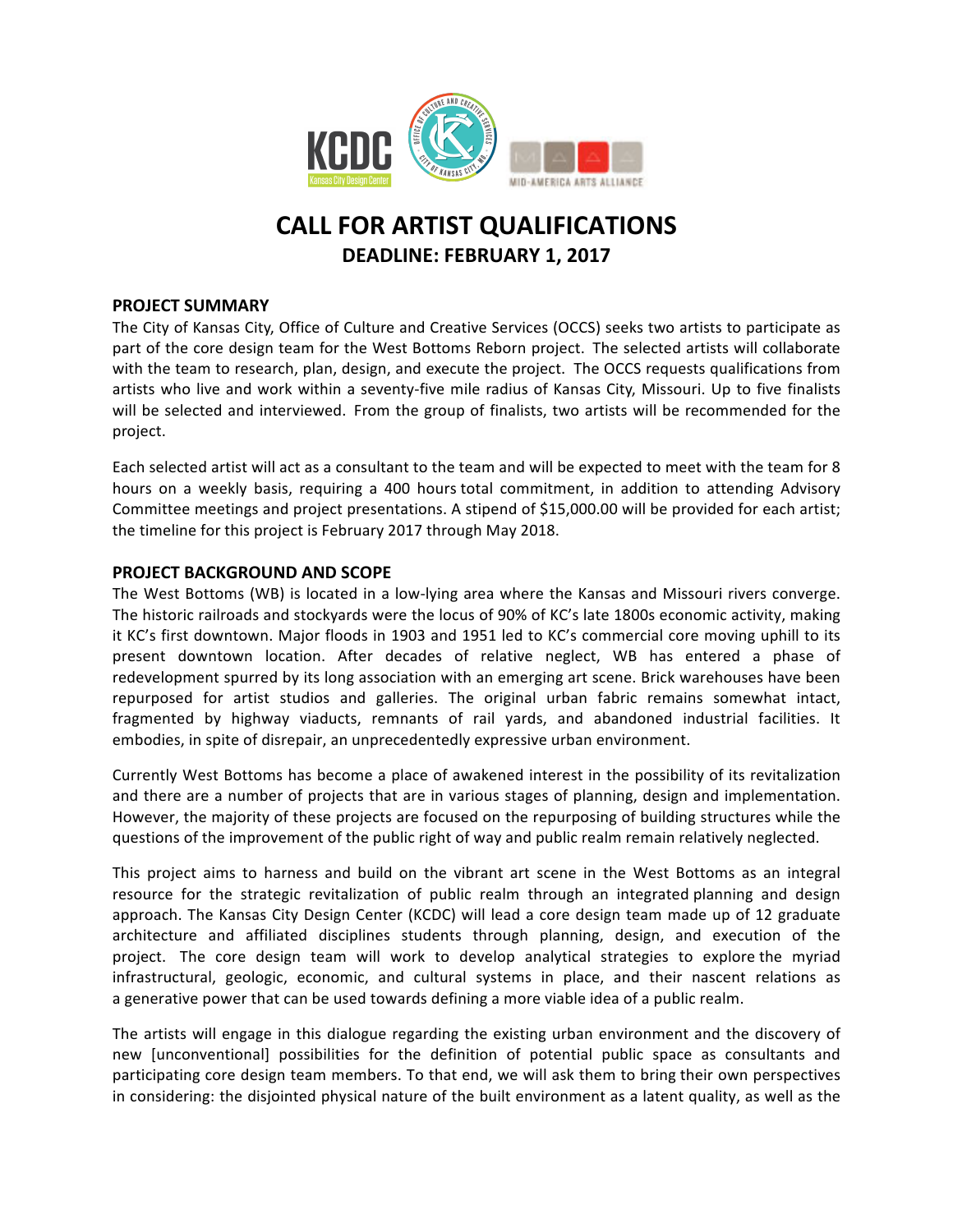KCDC Kansas City Design Center

OFFICE OF CULTURE AND CREATIVE SERVICES · CITY OF KANSAS CITY, MO.

MID-AMERICA ARTS ALLIANCE

# CALL FOR ARTIST QUALIFICATIONS

## DEADLINE: FEBRUARY 1, 2017

### PROJECT SUMMARY

The City of Kansas City, Office of Culture and Creative Services (OCCS) seeks two artists to participate as part of the core design team for the West Bottoms Reborn project. The selected artists will collaborate with the team to research, plan, design, and execute the project. The OCCS requests qualifications from artists who live and work within a seventy-five mile radius of Kansas City, Missouri. Up to five finalists will be selected and interviewed. From the group of finalists, two artists will be recommended for the project.

Each selected artist will act as a consultant to the team and will be expected to meet with the team for 8 hours on a weekly basis, requiring a 400 hours total commitment, in addition to attending Advisory Committee meetings and project presentations. A stipend of $15,000.00 will be provided for each artist; the timeline for this project is February 2017 through May 2018.

### PROJECT BACKGROUND AND SCOPE

The West Bottoms (WB) is located in a low-lying area where the Kansas and Missouri rivers converge. The historic railroads and stockyards were the locus of 90% of KC's late 1800s economic activity, making it KC's first downtown. Major floods in 1903 and 1951 led to KC's commercial core moving uphill to its present downtown location. After decades of relative neglect, WB has entered a phase of redevelopment spurred by its long association with an emerging art scene. Brick warehouses have been repurposed for artist studios and galleries. The original urban fabric remains somewhat intact, fragmented by highway viaducts, remnants of rail yards, and abandoned industrial facilities. It embodies, in spite of disrepair, an unprecedentedly expressive urban environment.

Currently West Bottoms has become a place of awakened interest in the possibility of its revitalization and there are a number of projects that are in various stages of planning, design and implementation. However, the majority of these projects are focused on the repurposing of building structures while the questions of the improvement of the public right of way and public realm remain relatively neglected.

This project aims to harness and build on the vibrant art scene in the West Bottoms as an integral resource for the strategic revitalization of public realm through an integrated planning and design approach. The Kansas City Design Center (KCDC) will lead a core design team made up of 12 graduate architecture and affiliated disciplines students through planning, design, and execution of the project. The core design team will work to develop analytical strategies to explore the myriad infrastructural, geologic, economic, and cultural systems in place, and their nascent relations as a generative power that can be used towards defining a more viable idea of a public realm.

The artists will engage in this dialogue regarding the existing urban environment and the discovery of new [unconventional] possibilities for the definition of potential public space as consultants and participating core design team members. To that end, we will ask them to bring their own perspectives in considering: the disjointed physical nature of the built environment as a latent quality, as well as the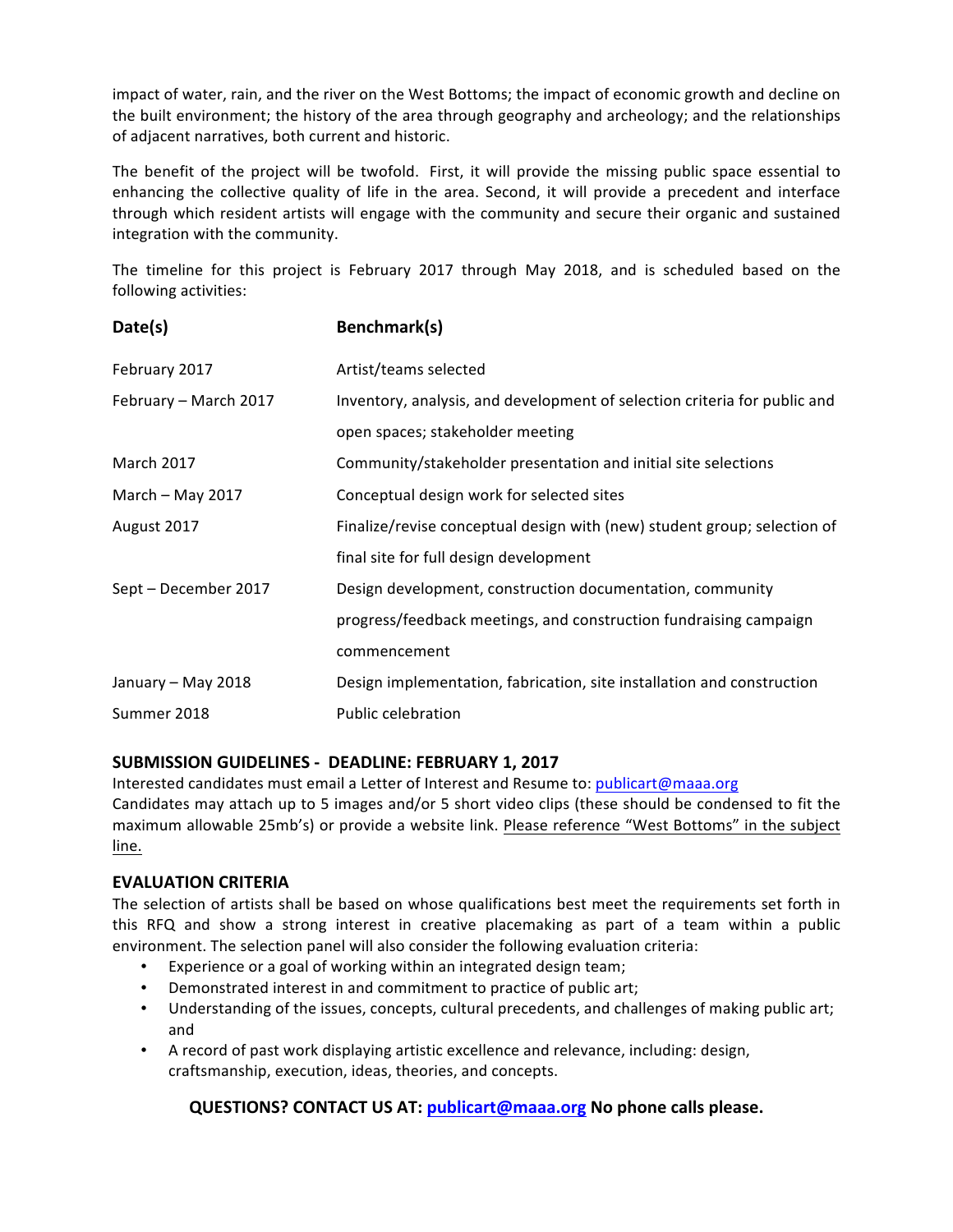impact of water, rain, and the river on the West Bottoms; the impact of economic growth and decline on the built environment; the history of the area through geography and archeology; and the relationships of adjacent narratives, both current and historic.

The benefit of the project will be twofold. First, it will provide the missing public space essential to enhancing the collective quality of life in the area. Second, it will provide a precedent and interface through which resident artists will engage with the community and secure their organic and sustained integration with the community.

The timeline for this project is February 2017 through May 2018, and is scheduled based on the following activities:

| **Date(s)** | **Benchmark(s)** |
|---|---|
| February 2017 | Artist/teams selected |
| February – March 2017 | Inventory, analysis, and development of selection criteria for public and open spaces; stakeholder meeting |
| March 2017 | Community/stakeholder presentation and initial site selections |
| March – May 2017 | Conceptual design work for selected sites |
| August 2017 | Finalize/revise conceptual design with (new) student group; selection of final site for full design development |
| Sept – December 2017 | Design development, construction documentation, community progress/feedback meetings, and construction fundraising campaign commencement |
| January – May 2018 | Design implementation, fabrication, site installation and construction |
| Summer 2018 | Public celebration |

### SUBMISSION GUIDELINES - DEADLINE: FEBRUARY 1, 2017

Interested candidates must email a Letter of Interest and Resume to: publicart@maaa.org
Candidates may attach up to 5 images and/or 5 short video clips (these should be condensed to fit the maximum allowable 25mb's) or provide a website link. Please reference "West Bottoms" in the subject line.

### EVALUATION CRITERIA

The selection of artists shall be based on whose qualifications best meet the requirements set forth in this RFQ and show a strong interest in creative placemaking as part of a team within a public environment. The selection panel will also consider the following evaluation criteria:

- Experience or a goal of working within an integrated design team;
- Demonstrated interest in and commitment to practice of public art;
- Understanding of the issues, concepts, cultural precedents, and challenges of making public art; and
- A record of past work displaying artistic excellence and relevance, including: design, craftsmanship, execution, ideas, theories, and concepts.

**QUESTIONS? CONTACT US AT: publicart@maaa.org No phone calls please.**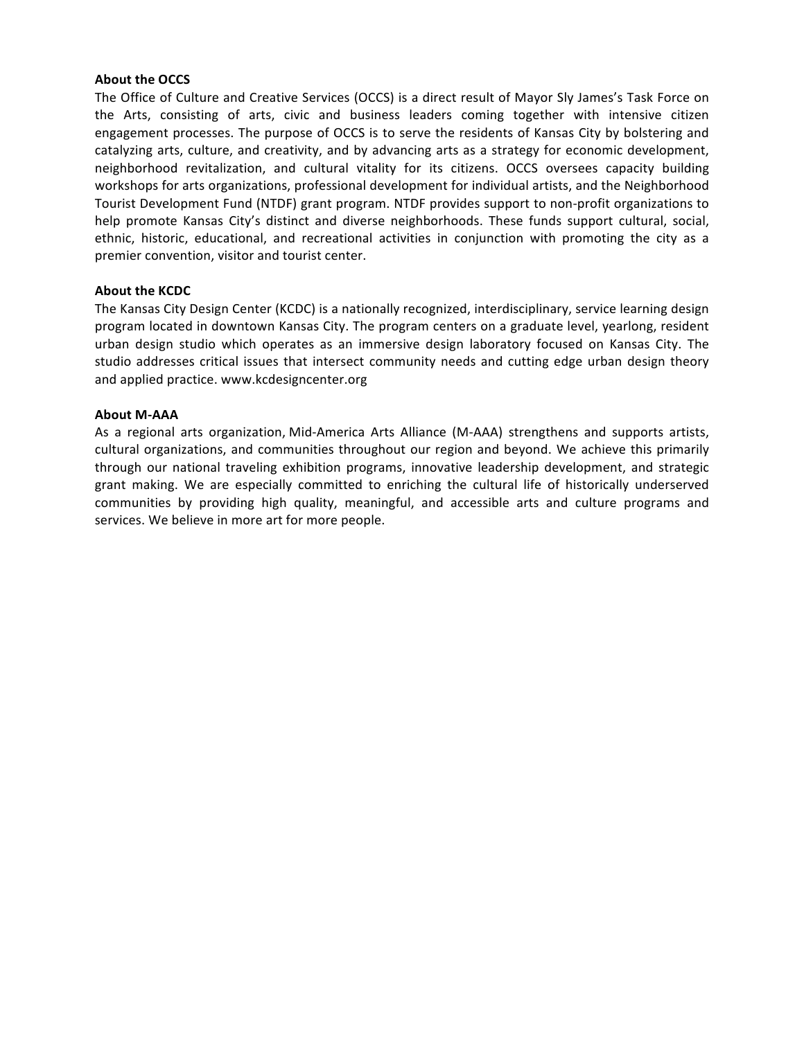**About the OCCS**

The Office of Culture and Creative Services (OCCS) is a direct result of Mayor Sly James's Task Force on the Arts, consisting of arts, civic and business leaders coming together with intensive citizen engagement processes. The purpose of OCCS is to serve the residents of Kansas City by bolstering and catalyzing arts, culture, and creativity, and by advancing arts as a strategy for economic development, neighborhood revitalization, and cultural vitality for its citizens. OCCS oversees capacity building workshops for arts organizations, professional development for individual artists, and the Neighborhood Tourist Development Fund (NTDF) grant program. NTDF provides support to non-profit organizations to help promote Kansas City's distinct and diverse neighborhoods. These funds support cultural, social, ethnic, historic, educational, and recreational activities in conjunction with promoting the city as a premier convention, visitor and tourist center.

**About the KCDC**

The Kansas City Design Center (KCDC) is a nationally recognized, interdisciplinary, service learning design program located in downtown Kansas City. The program centers on a graduate level, yearlong, resident urban design studio which operates as an immersive design laboratory focused on Kansas City. The studio addresses critical issues that intersect community needs and cutting edge urban design theory and applied practice. www.kcdesigncenter.org

**About M-AAA**

As a regional arts organization, Mid-America Arts Alliance (M-AAA) strengthens and supports artists, cultural organizations, and communities throughout our region and beyond. We achieve this primarily through our national traveling exhibition programs, innovative leadership development, and strategic grant making. We are especially committed to enriching the cultural life of historically underserved communities by providing high quality, meaningful, and accessible arts and culture programs and services. We believe in more art for more people.